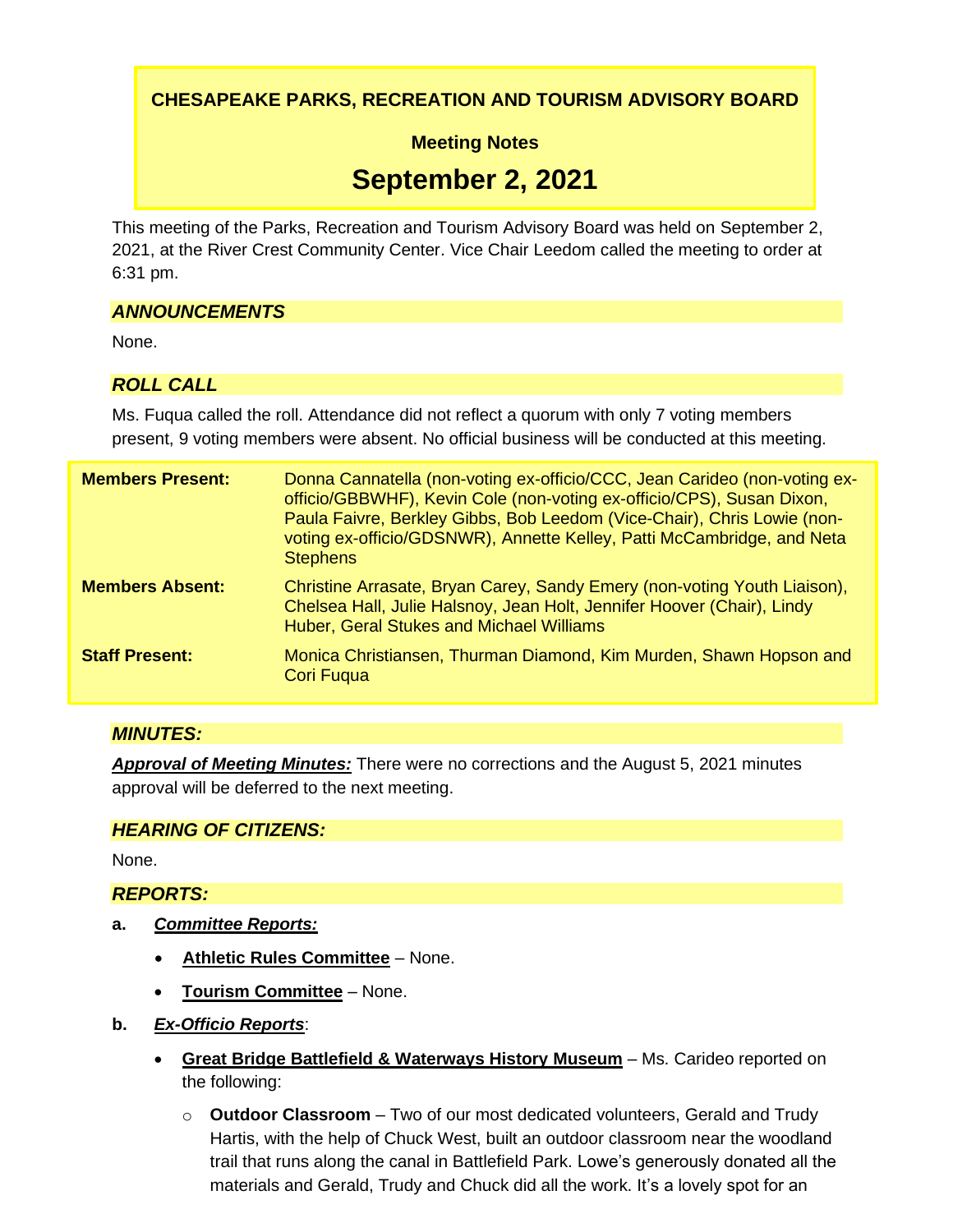# CHESAPEAKE PARKS, RECREATION AND TOURISM ADVISORY BOARD

## Meeting Notes

# September 2, 2021

This meeting of the Parks, Recreation and Tourism Advisory Board was held on September 2, 2021, at the River Crest Community Center. Vice Chair Leedom called the meeting to order at 6:31 pm.

### *ANNOUNCEMENTS*

None.

### *ROLL CALL*

Ms. Fuqua called the roll. Attendance did not reflect a quorum with only 7 voting members present, 9 voting members were absent. No official business will be conducted at this meeting.

| | |
|---|---|
| **Members Present:** | Donna Cannatella (non-voting ex-officio/CCC, Jean Carideo (non-voting ex-officio/GBBWHF), Kevin Cole (non-voting ex-officio/CPS), Susan Dixon, Paula Faivre, Berkley Gibbs, Bob Leedom (Vice-Chair), Chris Lowie (non-voting ex-officio/GDSNWR), Annette Kelley, Patti McCambridge, and Neta Stephens |
| **Members Absent:** | Christine Arrasate, Bryan Carey, Sandy Emery (non-voting Youth Liaison), Chelsea Hall, Julie Halsnoy, Jean Holt, Jennifer Hoover (Chair), Lindy Huber, Geral Stukes and Michael Williams |
| **Staff Present:** | Monica Christiansen, Thurman Diamond, Kim Murden, Shawn Hopson and Cori Fuqua |

### *MINUTES:*

***Approval of Meeting Minutes:*** There were no corrections and the August 5, 2021 minutes approval will be deferred to the next meeting.

### *HEARING OF CITIZENS:*

None.

### *REPORTS:*

**a.** ***Committee Reports:***

- **Athletic Rules Committee** – None.
- **Tourism Committee** – None.

**b.** ***Ex-Officio Reports***:

- **Great Bridge Battlefield & Waterways History Museum** – Ms. Carideo reported on the following:
  - **Outdoor Classroom** – Two of our most dedicated volunteers, Gerald and Trudy Hartis, with the help of Chuck West, built an outdoor classroom near the woodland trail that runs along the canal in Battlefield Park. Lowe's generously donated all the materials and Gerald, Trudy and Chuck did all the work. It's a lovely spot for an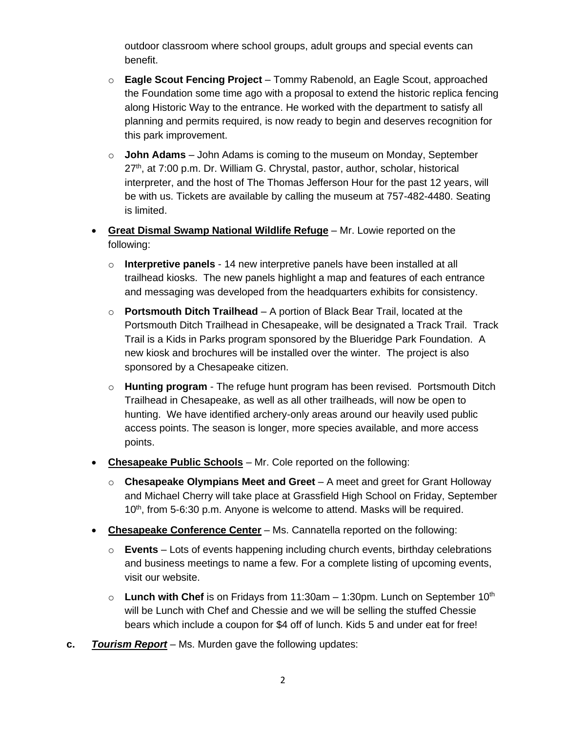outdoor classroom where school groups, adult groups and special events can benefit.

  - **Eagle Scout Fencing Project** – Tommy Rabenold, an Eagle Scout, approached the Foundation some time ago with a proposal to extend the historic replica fencing along Historic Way to the entrance. He worked with the department to satisfy all planning and permits required, is now ready to begin and deserves recognition for this park improvement.
  - **John Adams** – John Adams is coming to the museum on Monday, September 27th, at 7:00 p.m. Dr. William G. Chrystal, pastor, author, scholar, historical interpreter, and the host of The Thomas Jefferson Hour for the past 12 years, will be with us. Tickets are available by calling the museum at 757-482-4480. Seating is limited.

- **Great Dismal Swamp National Wildlife Refuge** – Mr. Lowie reported on the following:
  - **Interpretive panels** - 14 new interpretive panels have been installed at all trailhead kiosks. The new panels highlight a map and features of each entrance and messaging was developed from the headquarters exhibits for consistency.
  - **Portsmouth Ditch Trailhead** – A portion of Black Bear Trail, located at the Portsmouth Ditch Trailhead in Chesapeake, will be designated a Track Trail. Track Trail is a Kids in Parks program sponsored by the Blueridge Park Foundation. A new kiosk and brochures will be installed over the winter. The project is also sponsored by a Chesapeake citizen.
  - **Hunting program** - The refuge hunt program has been revised. Portsmouth Ditch Trailhead in Chesapeake, as well as all other trailheads, will now be open to hunting. We have identified archery-only areas around our heavily used public access points. The season is longer, more species available, and more access points.

- **Chesapeake Public Schools** – Mr. Cole reported on the following:
  - **Chesapeake Olympians Meet and Greet** – A meet and greet for Grant Holloway and Michael Cherry will take place at Grassfield High School on Friday, September 10th, from 5-6:30 p.m. Anyone is welcome to attend. Masks will be required.

- **Chesapeake Conference Center** – Ms. Cannatella reported on the following:
  - **Events** – Lots of events happening including church events, birthday celebrations and business meetings to name a few. For a complete listing of upcoming events, visit our website.
  - **Lunch with Chef** is on Fridays from 11:30am – 1:30pm. Lunch on September 10th will be Lunch with Chef and Chessie and we will be selling the stuffed Chessie bears which include a coupon for $4 off of lunch. Kids 5 and under eat for free!

**c.** ***Tourism Report*** – Ms. Murden gave the following updates: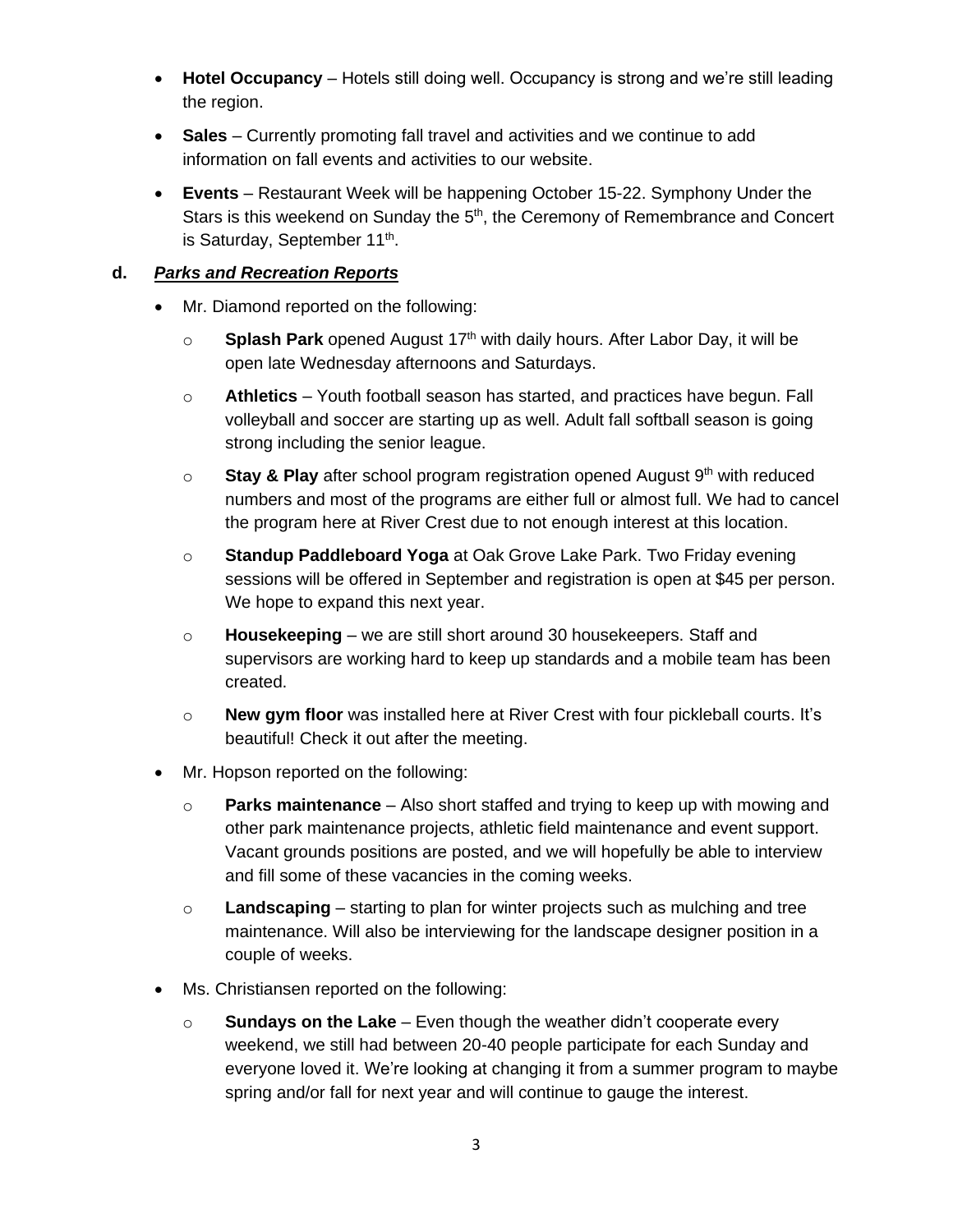- **Hotel Occupancy** – Hotels still doing well. Occupancy is strong and we're still leading the region.
- **Sales** – Currently promoting fall travel and activities and we continue to add information on fall events and activities to our website.
- **Events** – Restaurant Week will be happening October 15-22. Symphony Under the Stars is this weekend on Sunday the 5th, the Ceremony of Remembrance and Concert is Saturday, September 11th.

**d. *Parks and Recreation Reports***

- Mr. Diamond reported on the following:
  - **Splash Park** opened August 17th with daily hours. After Labor Day, it will be open late Wednesday afternoons and Saturdays.
  - **Athletics** – Youth football season has started, and practices have begun. Fall volleyball and soccer are starting up as well. Adult fall softball season is going strong including the senior league.
  - **Stay & Play** after school program registration opened August 9th with reduced numbers and most of the programs are either full or almost full. We had to cancel the program here at River Crest due to not enough interest at this location.
  - **Standup Paddleboard Yoga** at Oak Grove Lake Park. Two Friday evening sessions will be offered in September and registration is open at $45 per person. We hope to expand this next year.
  - **Housekeeping** – we are still short around 30 housekeepers. Staff and supervisors are working hard to keep up standards and a mobile team has been created.
  - **New gym floor** was installed here at River Crest with four pickleball courts. It's beautiful! Check it out after the meeting.
- Mr. Hopson reported on the following:
  - **Parks maintenance** – Also short staffed and trying to keep up with mowing and other park maintenance projects, athletic field maintenance and event support. Vacant grounds positions are posted, and we will hopefully be able to interview and fill some of these vacancies in the coming weeks.
  - **Landscaping** – starting to plan for winter projects such as mulching and tree maintenance. Will also be interviewing for the landscape designer position in a couple of weeks.
- Ms. Christiansen reported on the following:
  - **Sundays on the Lake** – Even though the weather didn't cooperate every weekend, we still had between 20-40 people participate for each Sunday and everyone loved it. We're looking at changing it from a summer program to maybe spring and/or fall for next year and will continue to gauge the interest.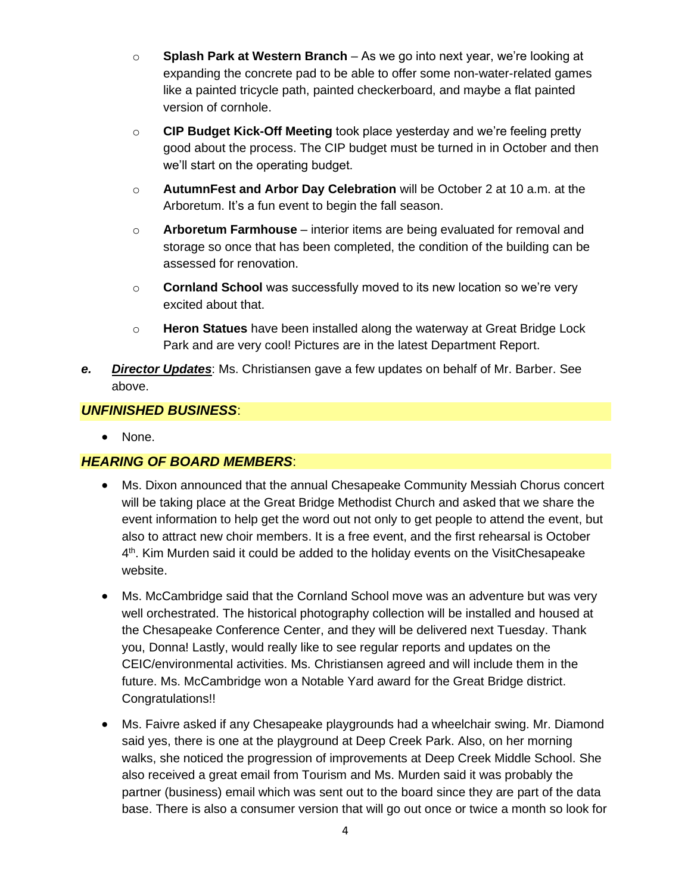- **Splash Park at Western Branch** – As we go into next year, we're looking at expanding the concrete pad to be able to offer some non-water-related games like a painted tricycle path, painted checkerboard, and maybe a flat painted version of cornhole.
- **CIP Budget Kick-Off Meeting** took place yesterday and we're feeling pretty good about the process. The CIP budget must be turned in in October and then we'll start on the operating budget.
- **AutumnFest and Arbor Day Celebration** will be October 2 at 10 a.m. at the Arboretum. It's a fun event to begin the fall season.
- **Arboretum Farmhouse** – interior items are being evaluated for removal and storage so once that has been completed, the condition of the building can be assessed for renovation.
- **Cornland School** was successfully moved to its new location so we're very excited about that.
- **Heron Statues** have been installed along the waterway at Great Bridge Lock Park and are very cool! Pictures are in the latest Department Report.

***e.*** ***Director Updates***: Ms. Christiansen gave a few updates on behalf of Mr. Barber. See above.

***UNFINISHED BUSINESS***:

- None.

***HEARING OF BOARD MEMBERS***:

- Ms. Dixon announced that the annual Chesapeake Community Messiah Chorus concert will be taking place at the Great Bridge Methodist Church and asked that we share the event information to help get the word out not only to get people to attend the event, but also to attract new choir members. It is a free event, and the first rehearsal is October 4th. Kim Murden said it could be added to the holiday events on the VisitChesapeake website.
- Ms. McCambridge said that the Cornland School move was an adventure but was very well orchestrated. The historical photography collection will be installed and housed at the Chesapeake Conference Center, and they will be delivered next Tuesday. Thank you, Donna! Lastly, would really like to see regular reports and updates on the CEIC/environmental activities. Ms. Christiansen agreed and will include them in the future. Ms. McCambridge won a Notable Yard award for the Great Bridge district. Congratulations!!
- Ms. Faivre asked if any Chesapeake playgrounds had a wheelchair swing. Mr. Diamond said yes, there is one at the playground at Deep Creek Park. Also, on her morning walks, she noticed the progression of improvements at Deep Creek Middle School. She also received a great email from Tourism and Ms. Murden said it was probably the partner (business) email which was sent out to the board since they are part of the data base. There is also a consumer version that will go out once or twice a month so look for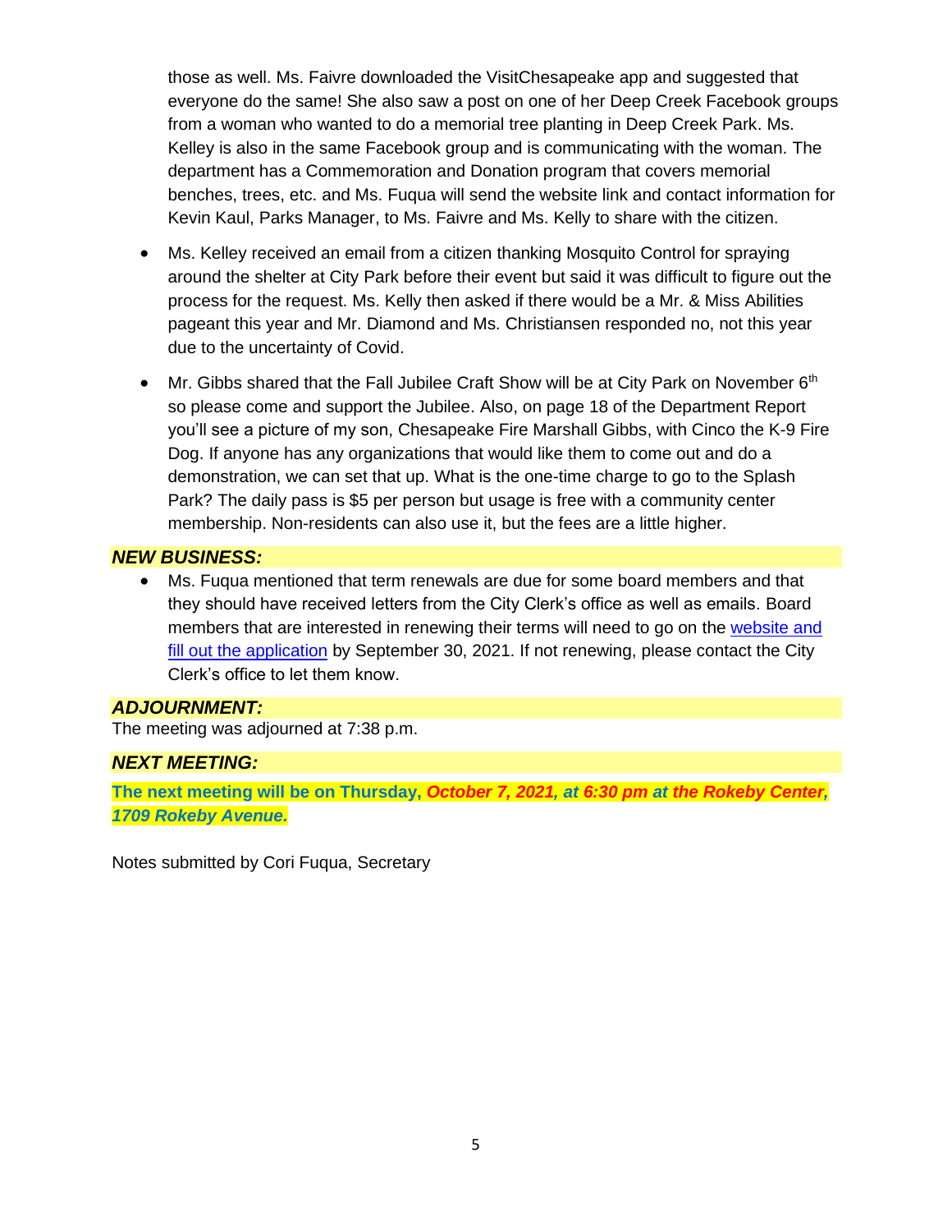those as well. Ms. Faivre downloaded the VisitChesapeake app and suggested that everyone do the same! She also saw a post on one of her Deep Creek Facebook groups from a woman who wanted to do a memorial tree planting in Deep Creek Park. Ms. Kelley is also in the same Facebook group and is communicating with the woman. The department has a Commemoration and Donation program that covers memorial benches, trees, etc. and Ms. Fuqua will send the website link and contact information for Kevin Kaul, Parks Manager, to Ms. Faivre and Ms. Kelly to share with the citizen.

- Ms. Kelley received an email from a citizen thanking Mosquito Control for spraying around the shelter at City Park before their event but said it was difficult to figure out the process for the request. Ms. Kelly then asked if there would be a Mr. & Miss Abilities pageant this year and Mr. Diamond and Ms. Christiansen responded no, not this year due to the uncertainty of Covid.
- Mr. Gibbs shared that the Fall Jubilee Craft Show will be at City Park on November 6th so please come and support the Jubilee. Also, on page 18 of the Department Report you'll see a picture of my son, Chesapeake Fire Marshall Gibbs, with Cinco the K-9 Fire Dog. If anyone has any organizations that would like them to come out and do a demonstration, we can set that up. What is the one-time charge to go to the Splash Park? The daily pass is $5 per person but usage is free with a community center membership. Non-residents can also use it, but the fees are a little higher.

## *NEW BUSINESS:*

- Ms. Fuqua mentioned that term renewals are due for some board members and that they should have received letters from the City Clerk's office as well as emails. Board members that are interested in renewing their terms will need to go on the website and fill out the application by September 30, 2021. If not renewing, please contact the City Clerk's office to let them know.

## *ADJOURNMENT:*

The meeting was adjourned at 7:38 p.m.

## *NEXT MEETING:*

**The next meeting will be on Thursday, *October 7, 2021, at 6:30 pm at the Rokeby Center, 1709 Rokeby Avenue.***

Notes submitted by Cori Fuqua, Secretary